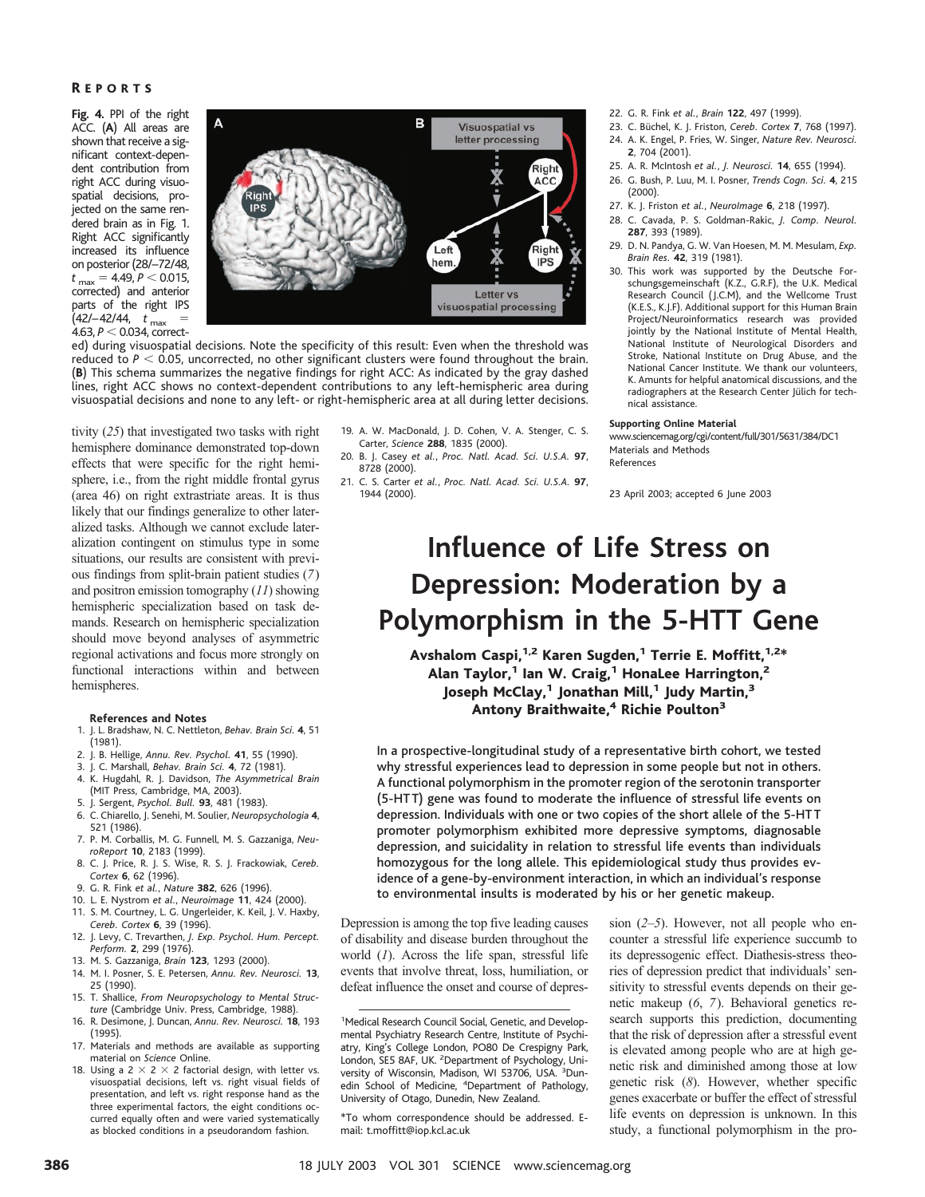**Fig. 4.** PPI of the right ACC. (**A**) All areas are shown that receive a significant context-dependent contribution from right ACC during visuospatial decisions, projected on the same rendered brain as in Fig. 1. Right ACC significantly increased its influence on posterior (28/–72/48, $t_{max}$ = 4.49, $P < 0.015$, corrected) and anterior parts of the right IPS (42/–42/44, $t_{max}$ = 4.63, $P < 0.034$, corrected) during visuospatial decisions. Note the specificity of this result: Even when the threshold was reduced to $P < 0.05$, uncorrected, no other significant clusters were found throughout the brain. (**B**) This schema summarizes the negative findings for right ACC: As indicated by the gray dashed lines, right ACC shows no context-dependent contributions to any left-hemispheric area during visuospatial decisions and none to any left- or right-hemispheric area at all during letter decisions.

tivity (*25*) that investigated two tasks with right hemisphere dominance demonstrated top-down effects that were specific for the right hemisphere, i.e., from the right middle frontal gyrus (area 46) on right extrastriate areas. It is thus likely that our findings generalize to other lateralized tasks. Although we cannot exclude lateralization contingent on stimulus type in some situations, our results are consistent with previous findings from split-brain patient studies (*7*) and positron emission tomography (*11*) showing hemispheric specialization based on task demands. Research on hemispheric specialization should move beyond analyses of asymmetric regional activations and focus more strongly on functional interactions within and between hemispheres.

### References and Notes

1. J. L. Bradshaw, N. C. Nettleton, *Behav. Brain Sci.* **4**, 51 (1981).
2. J. B. Hellige, *Annu. Rev. Psychol.* **41**, 55 (1990).
3. J. C. Marshall, *Behav. Brain Sci.* **4**, 72 (1981).
4. K. Hugdahl, R. J. Davidson, *The Asymmetrical Brain* (MIT Press, Cambridge, MA, 2003).
5. J. Sergent, *Psychol. Bull.* **93**, 481 (1983).
6. C. Chiarello, J. Senehi, M. Soulier, *Neuropsychologia* **4**, 521 (1986).
7. P. M. Corballis, M. G. Funnell, M. S. Gazzaniga, *NeuroReport* **10**, 2183 (1999).
8. C. J. Price, R. J. S. Wise, R. S. J. Frackowiak, *Cereb. Cortex* **6**, 62 (1996).
9. G. R. Fink *et al.*, *Nature* **382**, 626 (1996).
10. L. E. Nystrom *et al.*, *NeuroImage* **11**, 424 (2000).
11. S. M. Courtney, L. G. Ungerleider, K. Keil, J. V. Haxby, *Cereb. Cortex* **6**, 39 (1996).
12. J. Levy, C. Trevarthen, *J. Exp. Psychol. Hum. Percept. Perform.* **2**, 299 (1976).
13. M. S. Gazzaniga, *Brain* **123**, 1293 (2000).
14. M. I. Posner, S. E. Petersen, *Annu. Rev. Neurosci.* **13**, 25 (1990).
15. T. Shallice, *From Neuropsychology to Mental Structure* (Cambridge Univ. Press, Cambridge, 1988).
16. R. Desimone, J. Duncan, *Annu. Rev. Neurosci.* **18**, 193 (1995).
17. Materials and methods are available as supporting material on *Science* Online.
18. Using a 2 × 2 × 2 factorial design, with letter vs. visuospatial decisions, left vs. right visual fields of presentation, and left vs. right response hand as the three experimental factors, the eight conditions occurred equally often and were varied systematically as blocked conditions in a pseudorandom fashion.
19. A. W. MacDonald, J. D. Cohen, V. A. Stenger, C. S. Carter, *Science* **288**, 1835 (2000).
20. B. J. Casey *et al.*, *Proc. Natl. Acad. Sci. U.S.A.* **97**, 8728 (2000).
21. C. S. Carter *et al.*, *Proc. Natl. Acad. Sci. U.S.A.* **97**, 1944 (2000).
22. G. R. Fink *et al.*, *Brain* **122**, 497 (1999).
23. C. Büchel, K. J. Friston, *Cereb. Cortex* **7**, 768 (1997).
24. A. K. Engel, P. Fries, W. Singer, *Nature Rev. Neurosci.* **2**, 704 (2001).
25. A. R. McIntosh *et al.*, *J. Neurosci.* **14**, 655 (1994).
26. G. Bush, P. Luu, M. I. Posner, *Trends Cogn. Sci.* **4**, 215 (2000).
27. K. J. Friston *et al.*, *NeuroImage* **6**, 218 (1997).
28. C. Cavada, P. S. Goldman-Rakic, *J. Comp. Neurol.* **287**, 393 (1989).
29. D. N. Pandya, G. W. Van Hoesen, M. M. Mesulam, *Exp. Brain Res.* **42**, 319 (1981).
30. This work was supported by the Deutsche Forschungsgemeinschaft (K.Z., G.R.F), the U.K. Medical Research Council (J.C.M), and the Wellcome Trust (K.E.S., K.J.F). Additional support for this Human Brain Project/Neuroinformatics research was provided jointly by the National Institute of Mental Health, National Institute of Neurological Disorders and Stroke, National Institute on Drug Abuse, and the National Cancer Institute. We thank our volunteers, K. Amunts for helpful anatomical discussions, and the radiographers at the Research Center Jülich for technical assistance.

**Supporting Online Material**
www.sciencemag.org/cgi/content/full/301/5631/384/DC1
Materials and Methods
References

23 April 2003; accepted 6 June 2003

# Influence of Life Stress on Depression: Moderation by a Polymorphism in the 5-HTT Gene

**Avshalom Caspi,[1,2] Karen Sugden,[1] Terrie E. Moffitt,[1,2]* Alan Taylor,[1] Ian W. Craig,[1] HonaLee Harrington,[2] Joseph McClay,[1] Jonathan Mill,[1] Judy Martin,[3] Antony Braithwaite,[4] Richie Poulton[3]**

**In a prospective-longitudinal study of a representative birth cohort, we tested why stressful experiences lead to depression in some people but not in others. A functional polymorphism in the promoter region of the serotonin transporter (5-HTT) gene was found to moderate the influence of stressful life events on depression. Individuals with one or two copies of the short allele of the 5-HTT promoter polymorphism exhibited more depressive symptoms, diagnosable depression, and suicidality in relation to stressful life events than individuals homozygous for the long allele. This epidemiological study thus provides evidence of a gene-by-environment interaction, in which an individual's response to environmental insults is moderated by his or her genetic makeup.**

Depression is among the top five leading causes of disability and disease burden throughout the world (*1*). Across the life span, stressful life events that involve threat, loss, humiliation, or defeat influence the onset and course of depression (*2*–*5*). However, not all people who encounter a stressful life experience succumb to its depressogenic effect. Diathesis-stress theories of depression predict that individuals' sensitivity to stressful events depends on their genetic makeup (*6*, *7*). Behavioral genetics research supports this prediction, documenting that the risk of depression after a stressful event is elevated among people who are at high genetic risk and diminished among those at low genetic risk (*8*). However, whether specific genes exacerbate or buffer the effect of stressful life events on depression is unknown. In this study, a functional polymorphism in the pro-

[1]Medical Research Council Social, Genetic, and Developmental Psychiatry Research Centre, Institute of Psychiatry, King's College London, PO80 De Crespigny Park, London, SE5 8AF, UK. [2]Department of Psychology, University of Wisconsin, Madison, WI 53706, USA. [3]Dunedin School of Medicine, [4]Department of Pathology, University of Otago, Dunedin, New Zealand.

*To whom correspondence should be addressed. E-mail: t.moffitt@iop.kcl.ac.uk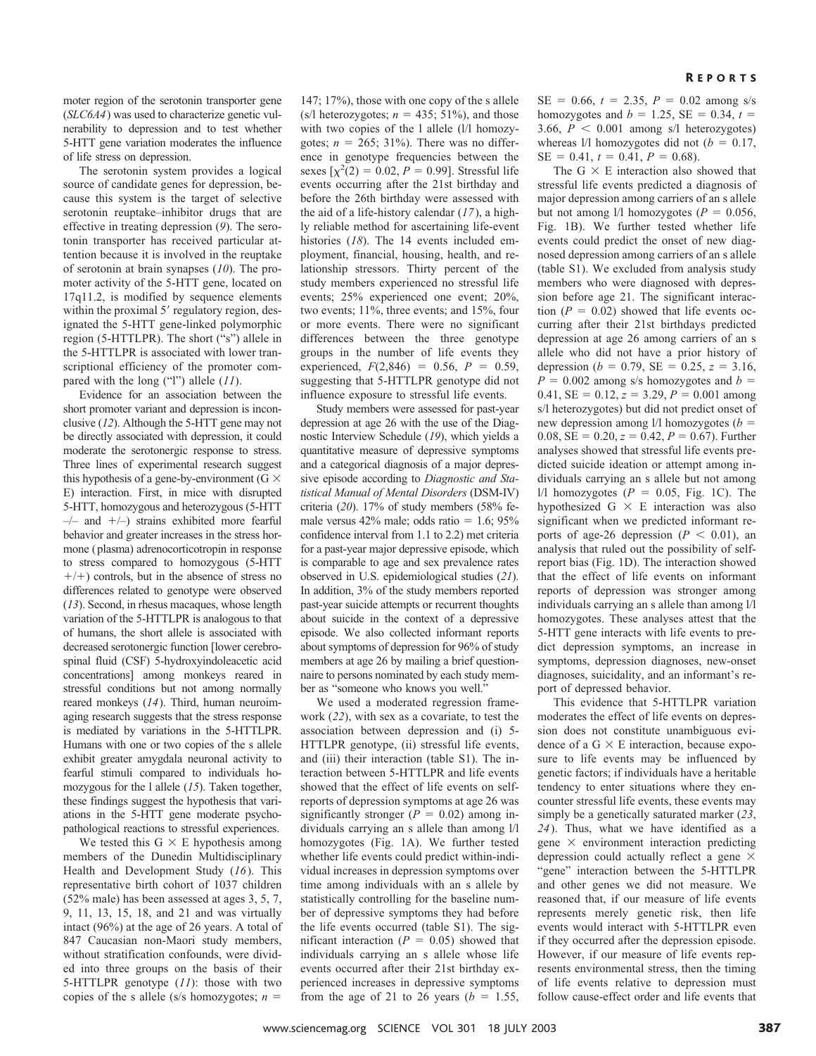moter region of the serotonin transporter gene (*SLC6A4*) was used to characterize genetic vulnerability to depression and to test whether 5-HTT gene variation moderates the influence of life stress on depression.

The serotonin system provides a logical source of candidate genes for depression, because this system is the target of selective serotonin reuptake–inhibitor drugs that are effective in treating depression (*9*). The serotonin transporter has received particular attention because it is involved in the reuptake of serotonin at brain synapses (*10*). The promoter activity of the 5-HTT gene, located on 17q11.2, is modified by sequence elements within the proximal 5′ regulatory region, designated the 5-HTT gene-linked polymorphic region (5-HTTLPR). The short ("s") allele in the 5-HTTLPR is associated with lower transcriptional efficiency of the promoter compared with the long ("l") allele (*11*).

Evidence for an association between the short promoter variant and depression is inconclusive (*12*). Although the 5-HTT gene may not be directly associated with depression, it could moderate the serotonergic response to stress. Three lines of experimental research suggest this hypothesis of a gene-by-environment (G × E) interaction. First, in mice with disrupted 5-HTT, homozygous and heterozygous (5-HTT –/– and +/–) strains exhibited more fearful behavior and greater increases in the stress hormone (plasma) adrenocorticotropin in response to stress compared to homozygous (5-HTT +/+) controls, but in the absence of stress no differences related to genotype were observed (*13*). Second, in rhesus macaques, whose length variation of the 5-HTTLPR is analogous to that of humans, the short allele is associated with decreased serotonergic function [lower cerebrospinal fluid (CSF) 5-hydroxyindoleacetic acid concentrations] among monkeys reared in stressful conditions but not among normally reared monkeys (*14*). Third, human neuroimaging research suggests that the stress response is mediated by variations in the 5-HTTLPR. Humans with one or two copies of the s allele exhibit greater amygdala neuronal activity to fearful stimuli compared to individuals homozygous for the l allele (*15*). Taken together, these findings suggest the hypothesis that variations in the 5-HTT gene moderate psychopathological reactions to stressful experiences.

We tested this G × E hypothesis among members of the Dunedin Multidisciplinary Health and Development Study (*16*). This representative birth cohort of 1037 children (52% male) has been assessed at ages 3, 5, 7, 9, 11, 13, 15, 18, and 21 and was virtually intact (96%) at the age of 26 years. A total of 847 Caucasian non-Maori study members, without stratification confounds, were divided into three groups on the basis of their 5-HTTLPR genotype (*11*): those with two copies of the s allele (s/s homozygotes; $n$ = 147; 17%), those with one copy of the s allele (s/l heterozygotes; $n$ = 435; 51%), and those with two copies of the l allele (l/l homozygotes; $n$ = 265; 31%). There was no difference in genotype frequencies between the sexes [$\chi^2(2) = 0.02$, $P = 0.99$]. Stressful life events occurring after the 21st birthday and before the 26th birthday were assessed with the aid of a life-history calendar (*17*), a highly reliable method for ascertaining life-event histories (*18*). The 14 events included employment, financial, housing, health, and relationship stressors. Thirty percent of the study members experienced no stressful life events; 25% experienced one event; 20%, two events; 11%, three events; and 15%, four or more events. There were no significant differences between the three genotype groups in the number of life events they experienced, $F(2,846) = 0.56$, $P = 0.59$, suggesting that 5-HTTLPR genotype did not influence exposure to stressful life events.

Study members were assessed for past-year depression at age 26 with the use of the Diagnostic Interview Schedule (*19*), which yields a quantitative measure of depressive symptoms and a categorical diagnosis of a major depressive episode according to *Diagnostic and Statistical Manual of Mental Disorders* (DSM-IV) criteria (*20*). 17% of study members (58% female versus 42% male; odds ratio = 1.6; 95% confidence interval from 1.1 to 2.2) met criteria for a past-year major depressive episode, which is comparable to age and sex prevalence rates observed in U.S. epidemiological studies (*21*). In addition, 3% of the study members reported past-year suicide attempts or recurrent thoughts about suicide in the context of a depressive episode. We also collected informant reports about symptoms of depression for 96% of study members at age 26 by mailing a brief questionnaire to persons nominated by each study member as "someone who knows you well."

We used a moderated regression framework (*22*), with sex as a covariate, to test the association between depression and (i) 5-HTTLPR genotype, (ii) stressful life events, and (iii) their interaction (table S1). The interaction between 5-HTTLPR and life events showed that the effect of life events on self-reports of depression symptoms at age 26 was significantly stronger ($P = 0.02$) among individuals carrying an s allele than among l/l homozygotes (Fig. 1A). We further tested whether life events could predict within-individual increases in depression symptoms over time among individuals with an s allele by statistically controlling for the baseline number of depressive symptoms they had before the life events occurred (table S1). The significant interaction ($P = 0.05$) showed that individuals carrying an s allele whose life events occurred after their 21st birthday experienced increases in depressive symptoms from the age of 21 to 26 years ($b = 1.55$, SE = 0.66, $t = 2.35$, $P = 0.02$ among s/s homozygotes and $b = 1.25$, SE = 0.34, $t = 3.66$, $P < 0.001$ among s/l heterozygotes) whereas l/l homozygotes did not ($b = 0.17$, SE = 0.41, $t = 0.41$, $P = 0.68$).

The G × E interaction also showed that stressful life events predicted a diagnosis of major depression among carriers of an s allele but not among l/l homozygotes ($P = 0.056$, Fig. 1B). We further tested whether life events could predict the onset of new diagnosed depression among carriers of an s allele (table S1). We excluded from analysis study members who were diagnosed with depression before age 21. The significant interaction ($P = 0.02$) showed that life events occurring after their 21st birthdays predicted depression at age 26 among carriers of an s allele who did not have a prior history of depression ($b = 0.79$, SE = 0.25, $z = 3.16$, $P = 0.002$ among s/s homozygotes and $b = 0.41$, SE = 0.12, $z = 3.29$, $P = 0.001$ among s/l heterozygotes) but did not predict onset of new depression among l/l homozygotes ($b = 0.08$, SE = 0.20, $z = 0.42$, $P = 0.67$). Further analyses showed that stressful life events predicted suicide ideation or attempt among individuals carrying an s allele but not among l/l homozygotes ($P = 0.05$, Fig. 1C). The hypothesized G × E interaction was also significant when we predicted informant reports of age-26 depression ($P < 0.01$), an analysis that ruled out the possibility of self-report bias (Fig. 1D). The interaction showed that the effect of life events on informant reports of depression was stronger among individuals carrying an s allele than among l/l homozygotes. These analyses attest that the 5-HTT gene interacts with life events to predict depression symptoms, an increase in symptoms, depression diagnoses, new-onset diagnoses, suicidality, and an informant's report of depressed behavior.

This evidence that 5-HTTLPR variation moderates the effect of life events on depression does not constitute unambiguous evidence of a G × E interaction, because exposure to life events may be influenced by genetic factors; if individuals have a heritable tendency to enter situations where they encounter stressful life events, these events may simply be a genetically saturated marker (*23*, *24*). Thus, what we have identified as a gene × environment interaction predicting depression could actually reflect a gene × "gene" interaction between the 5-HTTLPR and other genes we did not measure. We reasoned that, if our measure of life events represents merely genetic risk, then life events would interact with 5-HTTLPR even if they occurred after the depression episode. However, if our measure of life events represents environmental stress, then the timing of life events relative to depression must follow cause-effect order and life events that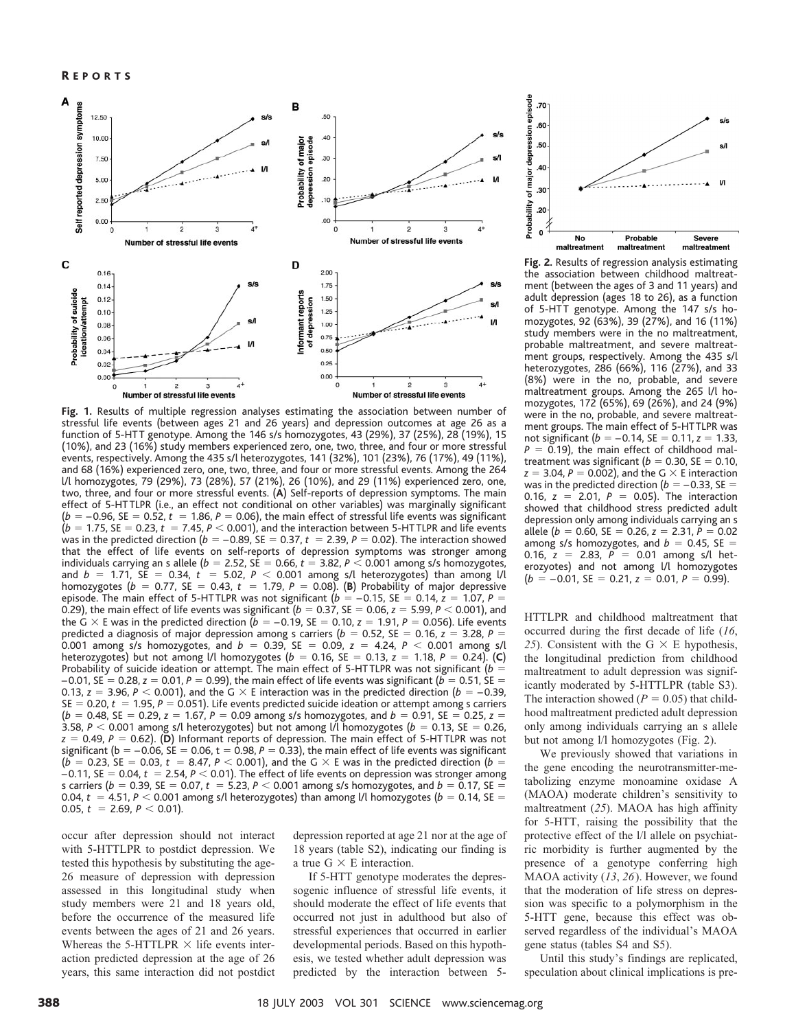**Fig. 1.** Results of multiple regression analyses estimating the association between number of stressful life events (between ages 21 and 26 years) and depression outcomes at age 26 as a function of 5-HTT genotype. Among the 146 s/s homozygotes, 43 (29%), 37 (25%), 28 (19%), 15 (10%), and 23 (16%) study members experienced zero, one, two, three, and four or more stressful events, respectively. Among the 435 s/l heterozygotes, 141 (32%), 101 (23%), 76 (17%), 49 (11%), and 68 (16%) experienced zero, one, two, three, and four or more stressful events. Among the 264 l/l homozygotes, 79 (29%), 73 (28%), 57 (21%), 26 (10%), and 29 (11%) experienced zero, one, two, three, and four or more stressful events. (**A**) Self-reports of depression symptoms. The main effect of 5-HTTLPR (i.e., an effect not conditional on other variables) was marginally significant ($b = -0.96$, SE = 0.52, $t = 1.86$, $P = 0.06$), the main effect of stressful life events was significant ($b = 1.75$, SE = 0.23, $t = 7.45$, $P < 0.001$), and the interaction between 5-HTTLPR and life events was in the predicted direction ($b = -0.89$, SE = 0.37, $t = 2.39$, $P = 0.02$). The interaction showed that the effect of life events on self-reports of depression symptoms was stronger among individuals carrying an s allele ($b = 2.52$, SE = 0.66, $t = 3.82$, $P < 0.001$ among s/s homozygotes, and $b = 1.71$, SE = 0.34, $t = 5.02$, $P < 0.001$ among s/l heterozygotes) than among l/l homozygotes ($b = 0.77$, SE = 0.43, $t = 1.79$, $P = 0.08$). (**B**) Probability of major depressive episode. The main effect of 5-HTTLPR was not significant ($b = -0.15$, SE = 0.14, $z = 1.07$, $P = 0.29$), the main effect of life events was significant ($b = 0.37$, SE = 0.06, $z = 5.99$, $P < 0.001$), and the G × E was in the predicted direction ($b = -0.19$, SE = 0.10, $z = 1.91$, $P = 0.056$). Life events predicted a diagnosis of major depression among s carriers ($b = 0.52$, SE = 0.16, $z = 3.28$, $P = 0.001$ among s/s homozygotes, and $b = 0.39$, SE = 0.09, $z = 4.24$, $P < 0.001$ among s/l heterozygotes) but not among l/l homozygotes ($b = 0.16$, SE = 0.13, $z = 1.18$, $P = 0.24$). (**C**) Probability of suicide ideation or attempt. The main effect of 5-HTTLPR was not significant ($b = -0.01$, SE = 0.28, $z = 0.01$, $P = 0.99$), the main effect of life events was significant ($b = 0.51$, SE = 0.13, $z = 3.96$, $P < 0.001$), and the G × E interaction was in the predicted direction ($b = -0.39$, SE = 0.20, $t = 1.95$, $P = 0.051$). Life events predicted suicide ideation or attempt among s carriers ($b = 0.48$, SE = 0.29, $z = 1.67$, $P = 0.09$ among s/s homozygotes, and $b = 0.91$, SE = 0.25, $z = 3.58$, $P < 0.001$ among s/l heterozygotes) but not among l/l homozygotes ($b = 0.13$, SE = 0.26, $z = 0.49$, $P = 0.62$). (**D**) Informant reports of depression. The main effect of 5-HTTLPR was not significant ($b = -0.06$, SE = 0.06, $t = 0.98$, $P = 0.33$), the main effect of life events was significant ($b = 0.23$, SE = 0.03, $t = 8.47$, $P < 0.001$), and the G × E was in the predicted direction ($b = -0.11$, SE = 0.04, $t = 2.54$, $P < 0.01$). The effect of life events on depression was stronger among s carriers ($b = 0.39$, SE = 0.07, $t = 5.23$, $P < 0.001$ among s/s homozygotes, and $b = 0.17$, SE = 0.04, $t = 4.51$, $P < 0.001$ among s/l heterozygotes) than among l/l homozygotes ($b = 0.14$, SE = 0.05, $t = 2.69$, $P < 0.01$).

occur after depression should not interact with 5-HTTLPR to postdict depression. We tested this hypothesis by substituting the age-26 measure of depression with depression assessed in this longitudinal study when study members were 21 and 18 years old, before the occurrence of the measured life events between the ages of 21 and 26 years. Whereas the 5-HTTLPR × life events interaction predicted depression at the age of 26 years, this same interaction did not postdict depression reported at age 21 nor at the age of 18 years (table S2), indicating our finding is a true G × E interaction.

If 5-HTT genotype moderates the depressogenic influence of stressful life events, it should moderate the effect of life events that occurred not just in adulthood but also of stressful experiences that occurred in earlier developmental periods. Based on this hypothesis, we tested whether adult depression was predicted by the interaction between 5-HTTLPR and childhood maltreatment that occurred during the first decade of life (*16*, *25*). Consistent with the G × E hypothesis, the longitudinal prediction from childhood maltreatment to adult depression was significantly moderated by 5-HTTLPR (table S3). The interaction showed ($P = 0.05$) that childhood maltreatment predicted adult depression only among individuals carrying an s allele but not among l/l homozygotes (Fig. 2).

**Fig. 2.** Results of regression analysis estimating the association between childhood maltreatment (between the ages of 3 and 11 years) and adult depression (ages 18 to 26), as a function of 5-HTT genotype. Among the 147 s/s homozygotes, 92 (63%), 39 (27%), and 16 (11%) study members were in the no maltreatment, probable maltreatment, and severe maltreatment groups, respectively. Among the 435 s/l heterozygotes, 286 (66%), 116 (27%), and 33 (8%) were in the no, probable, and severe maltreatment groups. Among the 265 l/l homozygotes, 172 (65%), 69 (26%), and 24 (9%) were in the no, probable, and severe maltreatment groups. The main effect of 5-HTTLPR was not significant ($b = -0.14$, SE = 0.11, $z = 1.33$, $P = 0.19$), the main effect of childhood maltreatment was significant ($b = 0.30$, SE = 0.10, $z = 3.04$, $P = 0.002$), and the G × E interaction was in the predicted direction ($b = -0.33$, SE = 0.16, $z = 2.01$, $P = 0.05$). The interaction showed that childhood stress predicted adult depression only among individuals carrying an s allele ($b = 0.60$, SE = 0.26, $z = 2.31$, $P = 0.02$ among s/s homozygotes, and $b = 0.45$, SE = 0.16, $z = 2.83$, $P = 0.01$ among s/l heterozyotes) and not among l/l homozygotes ($b = -0.01$, SE = 0.21, $z = 0.01$, $P = 0.99$).

We previously showed that variations in the gene encoding the neurotransmitter-metabolizing enzyme monoamine oxidase A (MAOA) moderate children's sensitivity to maltreatment (*25*). MAOA has high affinity for 5-HTT, raising the possibility that the protective effect of the l/l allele on psychiatric morbidity is further augmented by the presence of a genotype conferring high MAOA activity (*13*, *26*). However, we found that the moderation of life stress on depression was specific to a polymorphism in the 5-HTT gene, because this effect was observed regardless of the individual's MAOA gene status (tables S4 and S5).

Until this study's findings are replicated, speculation about clinical implications is pre-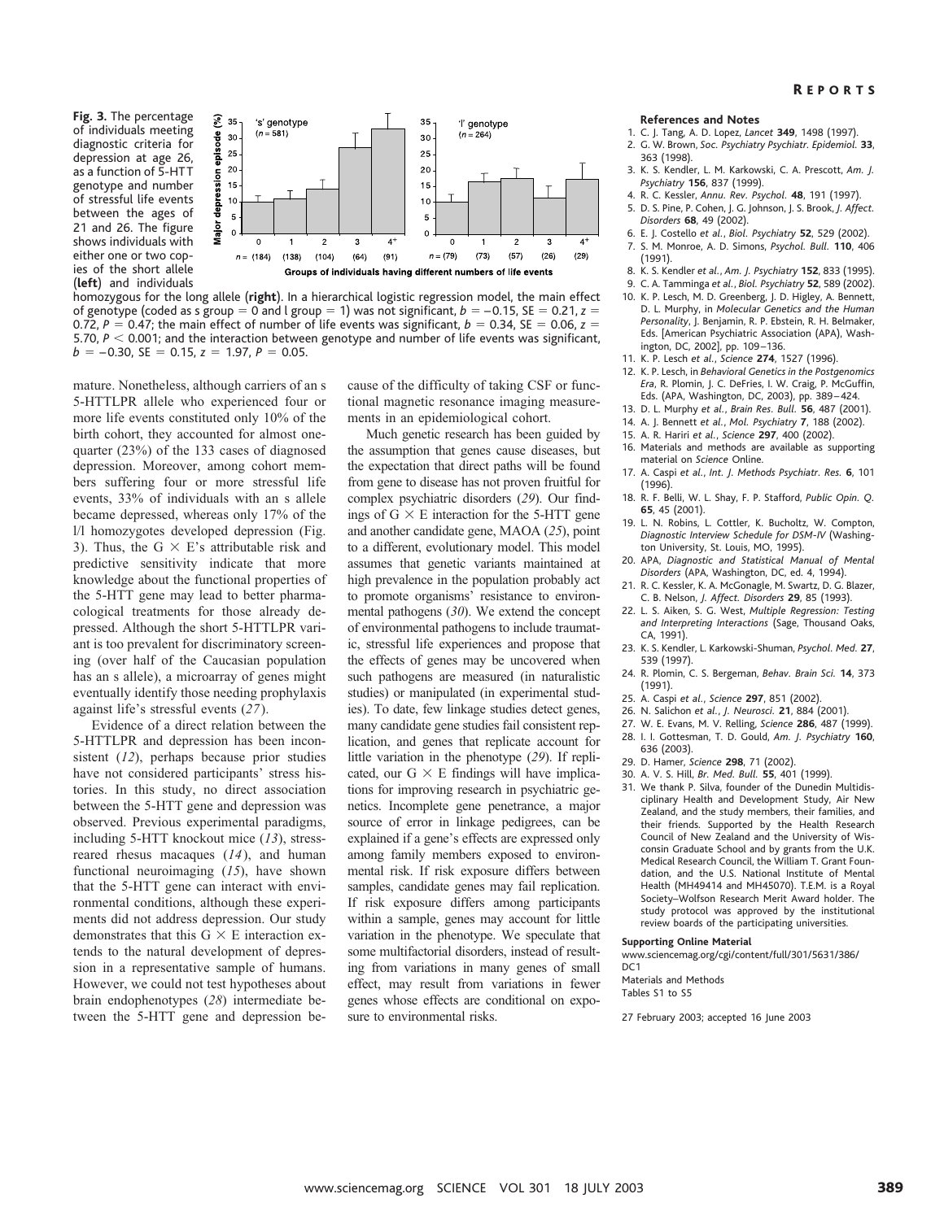**Fig. 3.** The percentage of individuals meeting diagnostic criteria for depression at age 26, as a function of 5-HTT genotype and number of stressful life events between the ages of 21 and 26. The figure shows individuals with either one or two copies of the short allele (**left**) and individuals homozygous for the long allele (**right**). In a hierarchical logistic regression model, the main effect of genotype (coded as s group = 0 and l group = 1) was not significant, $b = -0.15$, SE = 0.21, $z = 0.72$, $P = 0.47$; the main effect of number of life events was significant, $b = 0.34$, SE = 0.06, $z = 5.70$, $P < 0.001$; and the interaction between genotype and number of life events was significant, $b = -0.30$, SE = 0.15, $z = 1.97$, $P = 0.05$.

Major depression episode (%)

's' genotype ($n = 581$)

0, 1, 2, 3, 4+

$n =$ (184) (138) (104) (64) (91)

'l' genotype ($n = 264$)

0, 1, 2, 3, 4+

$n =$ (79) (73) (57) (26) (29)

Groups of individuals having different numbers of life events

mature. Nonetheless, although carriers of an s 5-HTTLPR allele who experienced four or more life events constituted only 10% of the birth cohort, they accounted for almost one-quarter (23%) of the 133 cases of diagnosed depression. Moreover, among cohort members suffering four or more stressful life events, 33% of individuals with an s allele became depressed, whereas only 17% of the l/l homozygotes developed depression (Fig. 3). Thus, the G × E's attributable risk and predictive sensitivity indicate that more knowledge about the functional properties of the 5-HTT gene may lead to better pharmacological treatments for those already depressed. Although the short 5-HTTLPR variant is too prevalent for discriminatory screening (over half of the Caucasian population has an s allele), a microarray of genes might eventually identify those needing prophylaxis against life's stressful events (*27*).

Evidence of a direct relation between the 5-HTTLPR and depression has been inconsistent (*12*), perhaps because prior studies have not considered participants' stress histories. In this study, no direct association between the 5-HTT gene and depression was observed. Previous experimental paradigms, including 5-HTT knockout mice (*13*), stress-reared rhesus macaques (*14*), and human functional neuroimaging (*15*), have shown that the 5-HTT gene can interact with environmental conditions, although these experiments did not address depression. Our study demonstrates that this G × E interaction extends to the natural development of depression in a representative sample of humans. However, we could not test hypotheses about brain endophenotypes (*28*) intermediate between the 5-HTT gene and depression because of the difficulty of taking CSF or functional magnetic resonance imaging measurements in an epidemiological cohort.

Much genetic research has been guided by the assumption that genes cause diseases, but the expectation that direct paths will be found from gene to disease has not proven fruitful for complex psychiatric disorders (*29*). Our findings of G × E interaction for the 5-HT gene and another candidate gene, MAOA (*25*), point to a different, evolutionary model. This model assumes that genetic variants maintained at high prevalence in the population probably act to promote organisms' resistance to environmental pathogens (*30*). We extend the concept of environmental pathogens to include traumatic, stressful life experiences and propose that the effects of genes may be uncovered when such pathogens are measured (in naturalistic studies) or manipulated (in experimental studies). To date, few linkage studies detect genes, many candidate gene studies fail consistent replication, and genes that replicate account for little variation in the phenotype (*29*). If replicated, our G × E findings will have implications for improving research in psychiatric genetics. Incomplete gene penetrance, a major source of error in linkage pedigrees, can be explained if a gene's effects are expressed only among family members exposed to environmental risk. If risk exposure differs between samples, candidate genes may fail replication. If risk exposure differs among participants within a sample, genes may account for little variation in the phenotype. We speculate that some multifactorial disorders, instead of resulting from variations in many genes of small effect, may result from variations in fewer genes whose effects are conditional on exposure to environmental risks.

### References and Notes

1. C. J. Tang, A. D. Lopez, *Lancet* **349**, 1498 (1997).
2. G. W. Brown, *Soc. Psychiatry Psychiatr. Epidemiol.* **33**, 363 (1998).
3. K. S. Kendler, L. M. Karkowski, C. A. Prescott, *Am. J. Psychiatry* **156**, 837 (1999).
4. R. C. Kessler, *Annu. Rev. Psychol.* **48**, 191 (1997).
5. D. S. Pine, P. Cohen, J. G. Johnson, J. S. Brook, *J. Affect. Disorders* **68**, 49 (2002).
6. E. J. Costello *et al.*, *Biol. Psychiatry* **52**, 529 (2002).
7. S. M. Monroe, A. D. Simons, *Psychol. Bull.* **110**, 406 (1991).
8. K. S. Kendler *et al.*, *Am. J. Psychiatry* **152**, 833 (1995).
9. C. A. Tamminga *et al.*, *Biol. Psychiatry* **52**, 589 (2002).
10. K. P. Lesch, M. D. Greenberg, J. D. Higley, A. Bennett, D. L. Murphy, in *Molecular Genetics and the Human Personality*, J. Benjamin, R. P. Ebstein, R. H. Belmaker, Eds. [American Psychiatric Association (APA), Washington, DC, 2002], pp. 109–136.
11. K. P. Lesch *et al.*, *Science* **274**, 1527 (1996).
12. K. P. Lesch, in *Behavioral Genetics in the Postgenomics Era*, R. Plomin, J. C. DeFries, I. W. Craig, P. McGuffin, Eds. (APA, Washington, DC, 2003), pp. 389–424.
13. D. L. Murphy *et al.*, *Brain Res. Bull.* **56**, 487 (2001).
14. A. J. Bennett *et al.*, *Mol. Psychiatry* **7**, 188 (2002).
15. A. R. Hariri *et al.*, *Science* **297**, 400 (2002).
16. Materials and methods are available as supporting material on *Science* Online.
17. A. Caspi *et al.*, *Int. J. Methods Psychiatr. Res.* **6**, 101 (1996).
18. R. F. Belli, W. L. Shay, F. P. Stafford, *Public Opin. Q.* **65**, 45 (2001).
19. L. N. Robins, L. Cottler, K. Bucholtz, W. Compton, *Diagnostic Interview Schedule for DSM-IV* (Washington University, St. Louis, MO, 1995).
20. APA, *Diagnostic and Statistical Manual of Mental Disorders* (APA, Washington, DC, ed. 4, 1994).
21. R. C. Kessler, K. A. McGonagle, M. Swartz, D. G. Blazer, C. B. Nelson, *J. Affect. Disorders* **29**, 85 (1993).
22. L. S. Aiken, S. G. West, *Multiple Regression: Testing and Interpreting Interactions* (Sage, Thousand Oaks, CA, 1991).
23. K. S. Kendler, L. Karkowski-Shuman, *Psychol. Med.* **27**, 539 (1997).
24. R. Plomin, C. S. Bergeman, *Behav. Brain Sci.* **14**, 373 (1991).
25. A. Caspi *et al.*, *Science* **297**, 851 (2002).
26. N. Salichon *et al.*, *J. Neurosci.* **21**, 884 (2001).
27. W. E. Evans, M. V. Relling, *Science* **286**, 487 (1999).
28. I. I. Gottesman, T. D. Gould, *Am. J. Psychiatry* **160**, 636 (2003).
29. D. Hamer, *Science* **298**, 71 (2002).
30. A. V. S. Hill, *Br. Med. Bull.* **55**, 401 (1999).
31. We thank P. Silva, founder of the Dunedin Multidisciplinary Health and Development Study, Air New Zealand, and the study members, their families, and their friends. Supported by the Health Research Council of New Zealand and the University of Wisconsin Graduate School and by grants from the U.K. Medical Research Council, the William T. Grant Foundation, and the U.S. National Institute of Mental Health (MH49414 and MH45070). T.E.M. is a Royal Society–Wolfson Research Merit Award holder. The study protocol was approved by the institutional review boards of the participating universities.

**Supporting Online Material**

www.sciencemag.org/cgi/content/full/301/5631/386/DC1

Materials and Methods

Tables S1 to S5

27 February 2003; accepted 16 June 2003